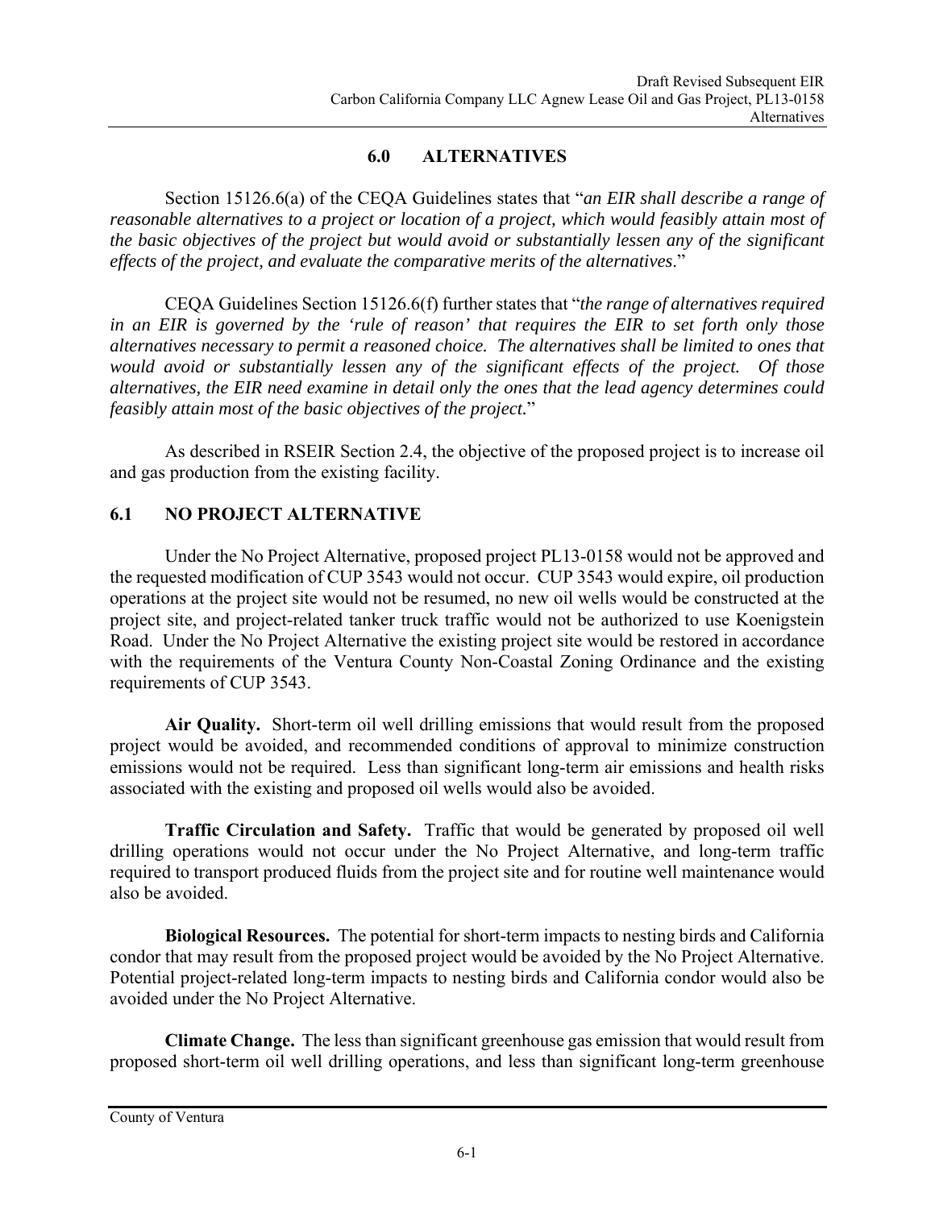# 6.0 ALTERNATIVES

Section 15126.6(a) of the CEQA Guidelines states that "*an EIR shall describe a range of reasonable alternatives to a project or location of a project, which would feasibly attain most of the basic objectives of the project but would avoid or substantially lessen any of the significant effects of the project, and evaluate the comparative merits of the alternatives*."

CEQA Guidelines Section 15126.6(f) further states that "*the range of alternatives required in an EIR is governed by the 'rule of reason' that requires the EIR to set forth only those alternatives necessary to permit a reasoned choice. The alternatives shall be limited to ones that would avoid or substantially lessen any of the significant effects of the project. Of those alternatives, the EIR need examine in detail only the ones that the lead agency determines could feasibly attain most of the basic objectives of the project.*"

As described in RSEIR Section 2.4, the objective of the proposed project is to increase oil and gas production from the existing facility.

## 6.1 NO PROJECT ALTERNATIVE

Under the No Project Alternative, proposed project PL13-0158 would not be approved and the requested modification of CUP 3543 would not occur. CUP 3543 would expire, oil production operations at the project site would not be resumed, no new oil wells would be constructed at the project site, and project-related tanker truck traffic would not be authorized to use Koenigstein Road. Under the No Project Alternative the existing project site would be restored in accordance with the requirements of the Ventura County Non-Coastal Zoning Ordinance and the existing requirements of CUP 3543.

**Air Quality.** Short-term oil well drilling emissions that would result from the proposed project would be avoided, and recommended conditions of approval to minimize construction emissions would not be required. Less than significant long-term air emissions and health risks associated with the existing and proposed oil wells would also be avoided.

**Traffic Circulation and Safety.** Traffic that would be generated by proposed oil well drilling operations would not occur under the No Project Alternative, and long-term traffic required to transport produced fluids from the project site and for routine well maintenance would also be avoided.

**Biological Resources.** The potential for short-term impacts to nesting birds and California condor that may result from the proposed project would be avoided by the No Project Alternative. Potential project-related long-term impacts to nesting birds and California condor would also be avoided under the No Project Alternative.

**Climate Change.** The less than significant greenhouse gas emission that would result from proposed short-term oil well drilling operations, and less than significant long-term greenhouse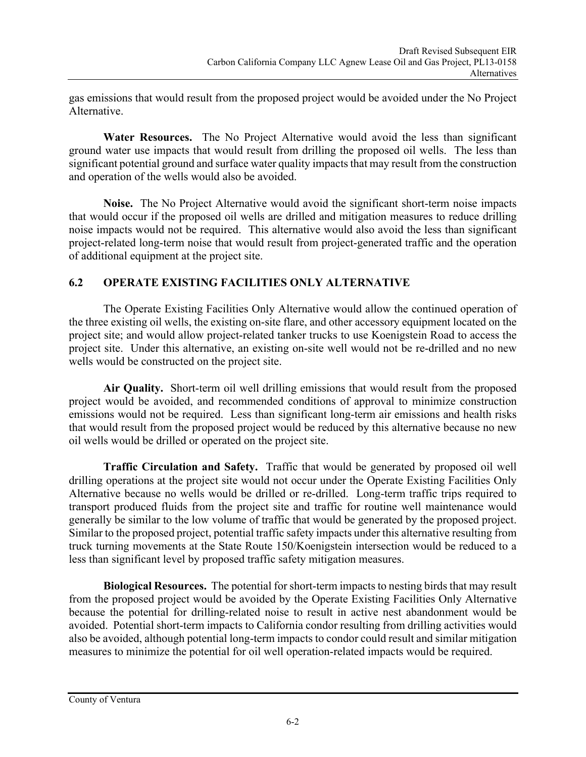gas emissions that would result from the proposed project would be avoided under the No Project Alternative.

**Water Resources.** The No Project Alternative would avoid the less than significant ground water use impacts that would result from drilling the proposed oil wells. The less than significant potential ground and surface water quality impacts that may result from the construction and operation of the wells would also be avoided.

**Noise.** The No Project Alternative would avoid the significant short-term noise impacts that would occur if the proposed oil wells are drilled and mitigation measures to reduce drilling noise impacts would not be required. This alternative would also avoid the less than significant project-related long-term noise that would result from project-generated traffic and the operation of additional equipment at the project site.

## 6.2 OPERATE EXISTING FACILITIES ONLY ALTERNATIVE

The Operate Existing Facilities Only Alternative would allow the continued operation of the three existing oil wells, the existing on-site flare, and other accessory equipment located on the project site; and would allow project-related tanker trucks to use Koenigstein Road to access the project site. Under this alternative, an existing on-site well would not be re-drilled and no new wells would be constructed on the project site.

**Air Quality.** Short-term oil well drilling emissions that would result from the proposed project would be avoided, and recommended conditions of approval to minimize construction emissions would not be required. Less than significant long-term air emissions and health risks that would result from the proposed project would be reduced by this alternative because no new oil wells would be drilled or operated on the project site.

**Traffic Circulation and Safety.** Traffic that would be generated by proposed oil well drilling operations at the project site would not occur under the Operate Existing Facilities Only Alternative because no wells would be drilled or re-drilled. Long-term traffic trips required to transport produced fluids from the project site and traffic for routine well maintenance would generally be similar to the low volume of traffic that would be generated by the proposed project. Similar to the proposed project, potential traffic safety impacts under this alternative resulting from truck turning movements at the State Route 150/Koenigstein intersection would be reduced to a less than significant level by proposed traffic safety mitigation measures.

**Biological Resources.** The potential for short-term impacts to nesting birds that may result from the proposed project would be avoided by the Operate Existing Facilities Only Alternative because the potential for drilling-related noise to result in active nest abandonment would be avoided. Potential short-term impacts to California condor resulting from drilling activities would also be avoided, although potential long-term impacts to condor could result and similar mitigation measures to minimize the potential for oil well operation-related impacts would be required.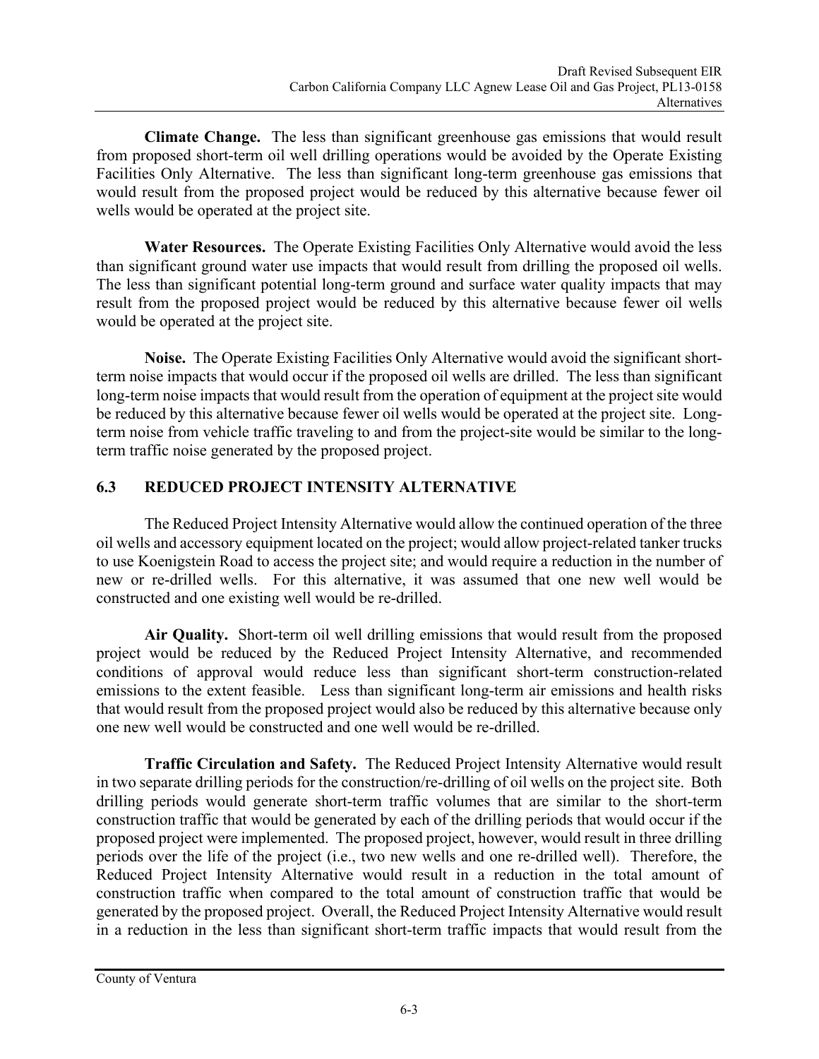**Climate Change.** The less than significant greenhouse gas emissions that would result from proposed short-term oil well drilling operations would be avoided by the Operate Existing Facilities Only Alternative. The less than significant long-term greenhouse gas emissions that would result from the proposed project would be reduced by this alternative because fewer oil wells would be operated at the project site.

**Water Resources.** The Operate Existing Facilities Only Alternative would avoid the less than significant ground water use impacts that would result from drilling the proposed oil wells. The less than significant potential long-term ground and surface water quality impacts that may result from the proposed project would be reduced by this alternative because fewer oil wells would be operated at the project site.

**Noise.** The Operate Existing Facilities Only Alternative would avoid the significant short-term noise impacts that would occur if the proposed oil wells are drilled. The less than significant long-term noise impacts that would result from the operation of equipment at the project site would be reduced by this alternative because fewer oil wells would be operated at the project site. Long-term noise from vehicle traffic traveling to and from the project-site would be similar to the long-term traffic noise generated by the proposed project.

## 6.3 REDUCED PROJECT INTENSITY ALTERNATIVE

The Reduced Project Intensity Alternative would allow the continued operation of the three oil wells and accessory equipment located on the project; would allow project-related tanker trucks to use Koenigstein Road to access the project site; and would require a reduction in the number of new or re-drilled wells. For this alternative, it was assumed that one new well would be constructed and one existing well would be re-drilled.

**Air Quality.** Short-term oil well drilling emissions that would result from the proposed project would be reduced by the Reduced Project Intensity Alternative, and recommended conditions of approval would reduce less than significant short-term construction-related emissions to the extent feasible. Less than significant long-term air emissions and health risks that would result from the proposed project would also be reduced by this alternative because only one new well would be constructed and one well would be re-drilled.

**Traffic Circulation and Safety.** The Reduced Project Intensity Alternative would result in two separate drilling periods for the construction/re-drilling of oil wells on the project site. Both drilling periods would generate short-term traffic volumes that are similar to the short-term construction traffic that would be generated by each of the drilling periods that would occur if the proposed project were implemented. The proposed project, however, would result in three drilling periods over the life of the project (i.e., two new wells and one re-drilled well). Therefore, the Reduced Project Intensity Alternative would result in a reduction in the total amount of construction traffic when compared to the total amount of construction traffic that would be generated by the proposed project. Overall, the Reduced Project Intensity Alternative would result in a reduction in the less than significant short-term traffic impacts that would result from the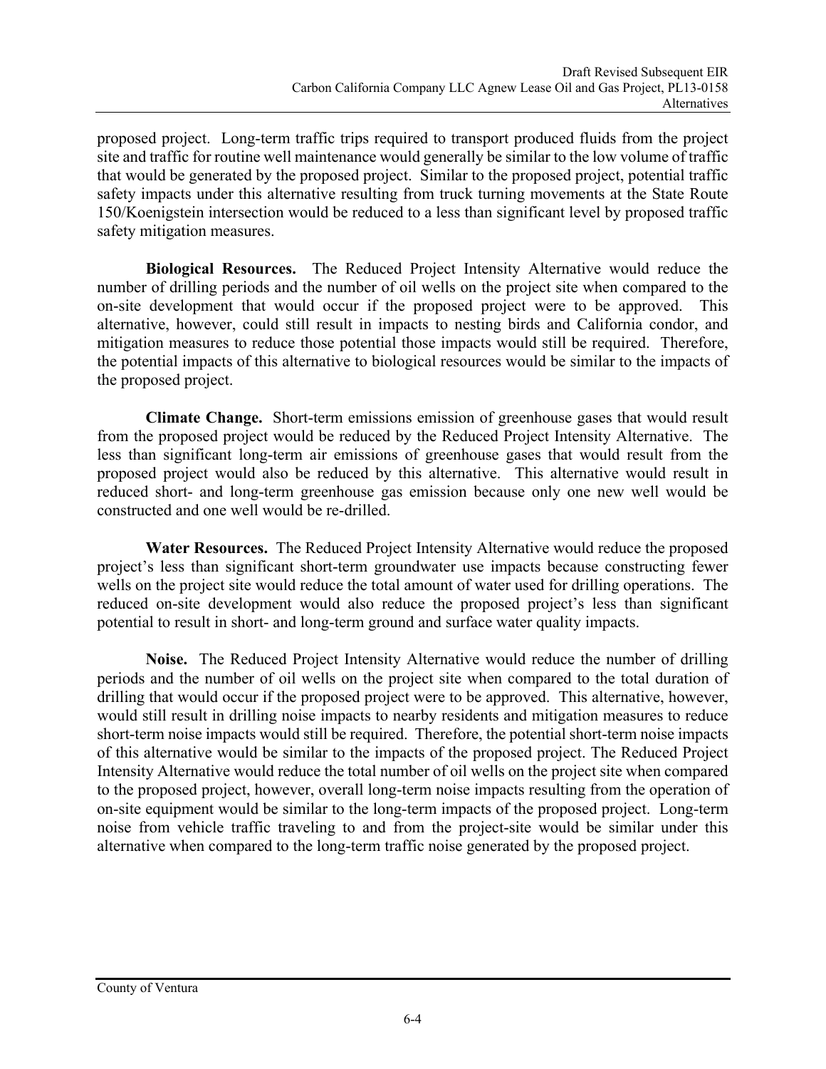proposed project. Long-term traffic trips required to transport produced fluids from the project site and traffic for routine well maintenance would generally be similar to the low volume of traffic that would be generated by the proposed project. Similar to the proposed project, potential traffic safety impacts under this alternative resulting from truck turning movements at the State Route 150/Koenigstein intersection would be reduced to a less than significant level by proposed traffic safety mitigation measures.

**Biological Resources.** The Reduced Project Intensity Alternative would reduce the number of drilling periods and the number of oil wells on the project site when compared to the on-site development that would occur if the proposed project were to be approved. This alternative, however, could still result in impacts to nesting birds and California condor, and mitigation measures to reduce those potential those impacts would still be required. Therefore, the potential impacts of this alternative to biological resources would be similar to the impacts of the proposed project.

**Climate Change.** Short-term emissions emission of greenhouse gases that would result from the proposed project would be reduced by the Reduced Project Intensity Alternative. The less than significant long-term air emissions of greenhouse gases that would result from the proposed project would also be reduced by this alternative. This alternative would result in reduced short- and long-term greenhouse gas emission because only one new well would be constructed and one well would be re-drilled.

**Water Resources.** The Reduced Project Intensity Alternative would reduce the proposed project's less than significant short-term groundwater use impacts because constructing fewer wells on the project site would reduce the total amount of water used for drilling operations. The reduced on-site development would also reduce the proposed project's less than significant potential to result in short- and long-term ground and surface water quality impacts.

**Noise.** The Reduced Project Intensity Alternative would reduce the number of drilling periods and the number of oil wells on the project site when compared to the total duration of drilling that would occur if the proposed project were to be approved. This alternative, however, would still result in drilling noise impacts to nearby residents and mitigation measures to reduce short-term noise impacts would still be required. Therefore, the potential short-term noise impacts of this alternative would be similar to the impacts of the proposed project. The Reduced Project Intensity Alternative would reduce the total number of oil wells on the project site when compared to the proposed project, however, overall long-term noise impacts resulting from the operation of on-site equipment would be similar to the long-term impacts of the proposed project. Long-term noise from vehicle traffic traveling to and from the project-site would be similar under this alternative when compared to the long-term traffic noise generated by the proposed project.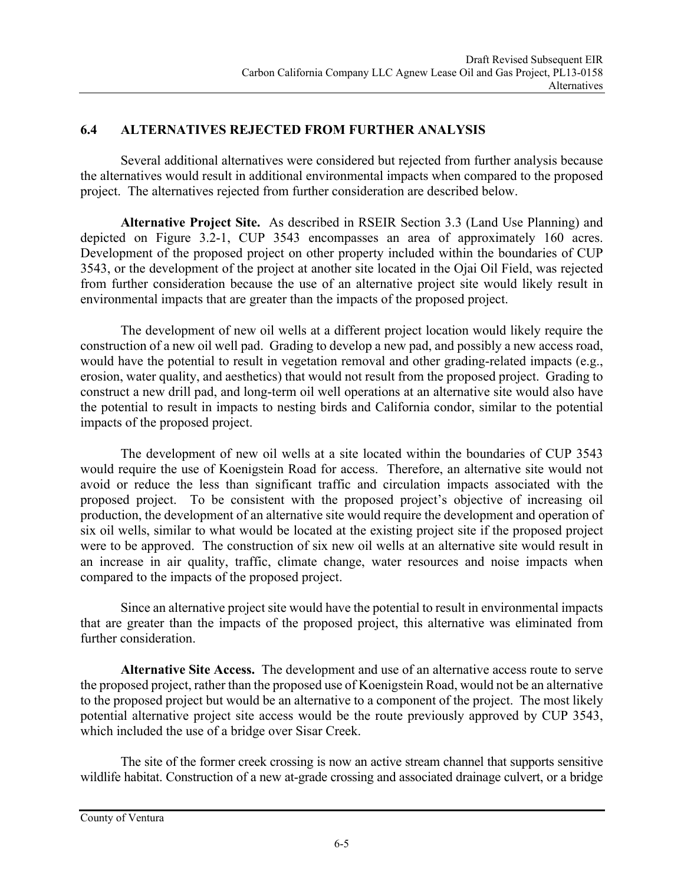## 6.4 ALTERNATIVES REJECTED FROM FURTHER ANALYSIS

Several additional alternatives were considered but rejected from further analysis because the alternatives would result in additional environmental impacts when compared to the proposed project. The alternatives rejected from further consideration are described below.

**Alternative Project Site.** As described in RSEIR Section 3.3 (Land Use Planning) and depicted on Figure 3.2-1, CUP 3543 encompasses an area of approximately 160 acres. Development of the proposed project on other property included within the boundaries of CUP 3543, or the development of the project at another site located in the Ojai Oil Field, was rejected from further consideration because the use of an alternative project site would likely result in environmental impacts that are greater than the impacts of the proposed project.

The development of new oil wells at a different project location would likely require the construction of a new oil well pad. Grading to develop a new pad, and possibly a new access road, would have the potential to result in vegetation removal and other grading-related impacts (e.g., erosion, water quality, and aesthetics) that would not result from the proposed project. Grading to construct a new drill pad, and long-term oil well operations at an alternative site would also have the potential to result in impacts to nesting birds and California condor, similar to the potential impacts of the proposed project.

The development of new oil wells at a site located within the boundaries of CUP 3543 would require the use of Koenigstein Road for access. Therefore, an alternative site would not avoid or reduce the less than significant traffic and circulation impacts associated with the proposed project. To be consistent with the proposed project's objective of increasing oil production, the development of an alternative site would require the development and operation of six oil wells, similar to what would be located at the existing project site if the proposed project were to be approved. The construction of six new oil wells at an alternative site would result in an increase in air quality, traffic, climate change, water resources and noise impacts when compared to the impacts of the proposed project.

Since an alternative project site would have the potential to result in environmental impacts that are greater than the impacts of the proposed project, this alternative was eliminated from further consideration.

**Alternative Site Access.** The development and use of an alternative access route to serve the proposed project, rather than the proposed use of Koenigstein Road, would not be an alternative to the proposed project but would be an alternative to a component of the project. The most likely potential alternative project site access would be the route previously approved by CUP 3543, which included the use of a bridge over Sisar Creek.

The site of the former creek crossing is now an active stream channel that supports sensitive wildlife habitat. Construction of a new at-grade crossing and associated drainage culvert, or a bridge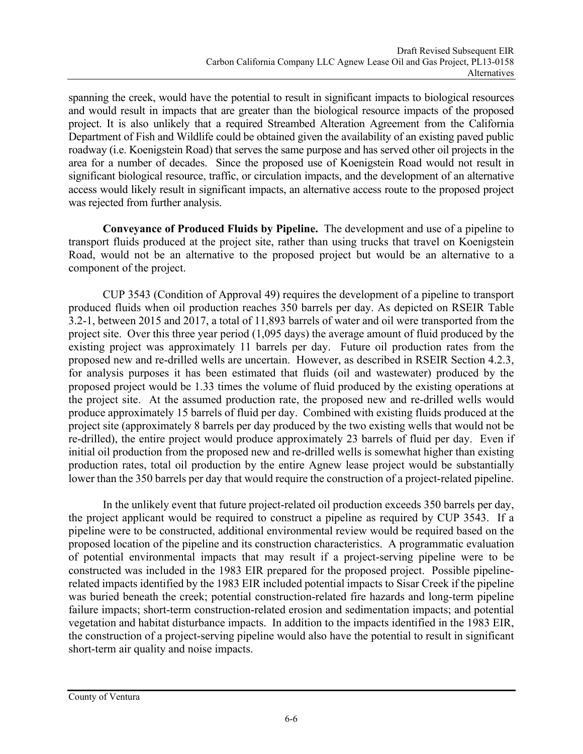spanning the creek, would have the potential to result in significant impacts to biological resources and would result in impacts that are greater than the biological resource impacts of the proposed project. It is also unlikely that a required Streambed Alteration Agreement from the California Department of Fish and Wildlife could be obtained given the availability of an existing paved public roadway (i.e. Koenigstein Road) that serves the same purpose and has served other oil projects in the area for a number of decades. Since the proposed use of Koenigstein Road would not result in significant biological resource, traffic, or circulation impacts, and the development of an alternative access would likely result in significant impacts, an alternative access route to the proposed project was rejected from further analysis.

**Conveyance of Produced Fluids by Pipeline.** The development and use of a pipeline to transport fluids produced at the project site, rather than using trucks that travel on Koenigstein Road, would not be an alternative to the proposed project but would be an alternative to a component of the project.

CUP 3543 (Condition of Approval 49) requires the development of a pipeline to transport produced fluids when oil production reaches 350 barrels per day. As depicted on RSEIR Table 3.2-1, between 2015 and 2017, a total of 11,893 barrels of water and oil were transported from the project site. Over this three year period (1,095 days) the average amount of fluid produced by the existing project was approximately 11 barrels per day. Future oil production rates from the proposed new and re-drilled wells are uncertain. However, as described in RSEIR Section 4.2.3, for analysis purposes it has been estimated that fluids (oil and wastewater) produced by the proposed project would be 1.33 times the volume of fluid produced by the existing operations at the project site. At the assumed production rate, the proposed new and re-drilled wells would produce approximately 15 barrels of fluid per day. Combined with existing fluids produced at the project site (approximately 8 barrels per day produced by the two existing wells that would not be re-drilled), the entire project would produce approximately 23 barrels of fluid per day. Even if initial oil production from the proposed new and re-drilled wells is somewhat higher than existing production rates, total oil production by the entire Agnew lease project would be substantially lower than the 350 barrels per day that would require the construction of a project-related pipeline.

In the unlikely event that future project-related oil production exceeds 350 barrels per day, the project applicant would be required to construct a pipeline as required by CUP 3543. If a pipeline were to be constructed, additional environmental review would be required based on the proposed location of the pipeline and its construction characteristics. A programmatic evaluation of potential environmental impacts that may result if a project-serving pipeline were to be constructed was included in the 1983 EIR prepared for the proposed project. Possible pipeline-related impacts identified by the 1983 EIR included potential impacts to Sisar Creek if the pipeline was buried beneath the creek; potential construction-related fire hazards and long-term pipeline failure impacts; short-term construction-related erosion and sedimentation impacts; and potential vegetation and habitat disturbance impacts. In addition to the impacts identified in the 1983 EIR, the construction of a project-serving pipeline would also have the potential to result in significant short-term air quality and noise impacts.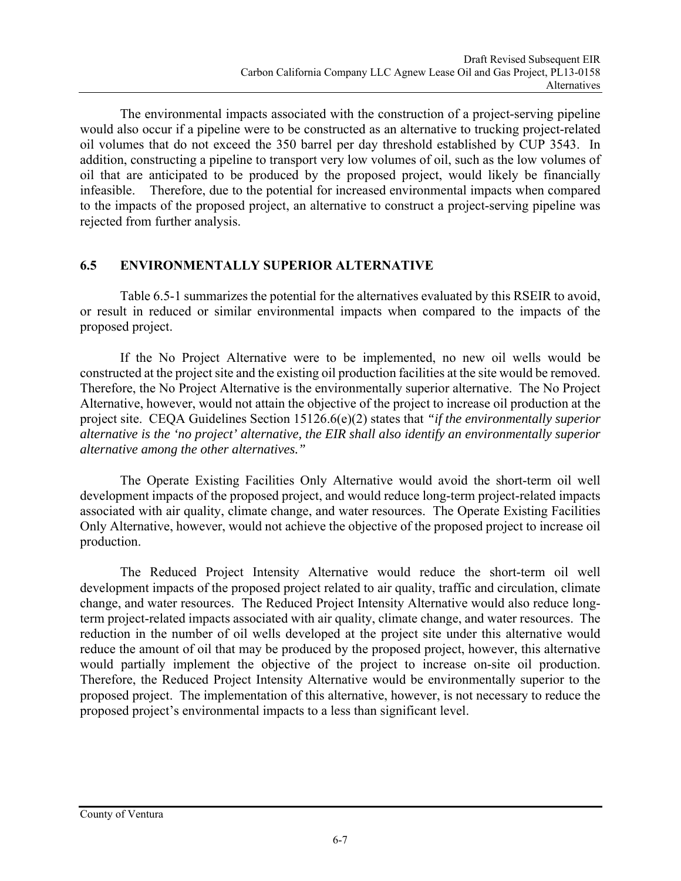The environmental impacts associated with the construction of a project-serving pipeline would also occur if a pipeline were to be constructed as an alternative to trucking project-related oil volumes that do not exceed the 350 barrel per day threshold established by CUP 3543. In addition, constructing a pipeline to transport very low volumes of oil, such as the low volumes of oil that are anticipated to be produced by the proposed project, would likely be financially infeasible. Therefore, due to the potential for increased environmental impacts when compared to the impacts of the proposed project, an alternative to construct a project-serving pipeline was rejected from further analysis.

## 6.5 ENVIRONMENTALLY SUPERIOR ALTERNATIVE

Table 6.5-1 summarizes the potential for the alternatives evaluated by this RSEIR to avoid, or result in reduced or similar environmental impacts when compared to the impacts of the proposed project.

If the No Project Alternative were to be implemented, no new oil wells would be constructed at the project site and the existing oil production facilities at the site would be removed. Therefore, the No Project Alternative is the environmentally superior alternative. The No Project Alternative, however, would not attain the objective of the project to increase oil production at the project site. CEQA Guidelines Section 15126.6(e)(2) states that *"if the environmentally superior alternative is the 'no project' alternative, the EIR shall also identify an environmentally superior alternative among the other alternatives."*

The Operate Existing Facilities Only Alternative would avoid the short-term oil well development impacts of the proposed project, and would reduce long-term project-related impacts associated with air quality, climate change, and water resources. The Operate Existing Facilities Only Alternative, however, would not achieve the objective of the proposed project to increase oil production.

The Reduced Project Intensity Alternative would reduce the short-term oil well development impacts of the proposed project related to air quality, traffic and circulation, climate change, and water resources. The Reduced Project Intensity Alternative would also reduce long-term project-related impacts associated with air quality, climate change, and water resources. The reduction in the number of oil wells developed at the project site under this alternative would reduce the amount of oil that may be produced by the proposed project, however, this alternative would partially implement the objective of the project to increase on-site oil production. Therefore, the Reduced Project Intensity Alternative would be environmentally superior to the proposed project. The implementation of this alternative, however, is not necessary to reduce the proposed project's environmental impacts to a less than significant level.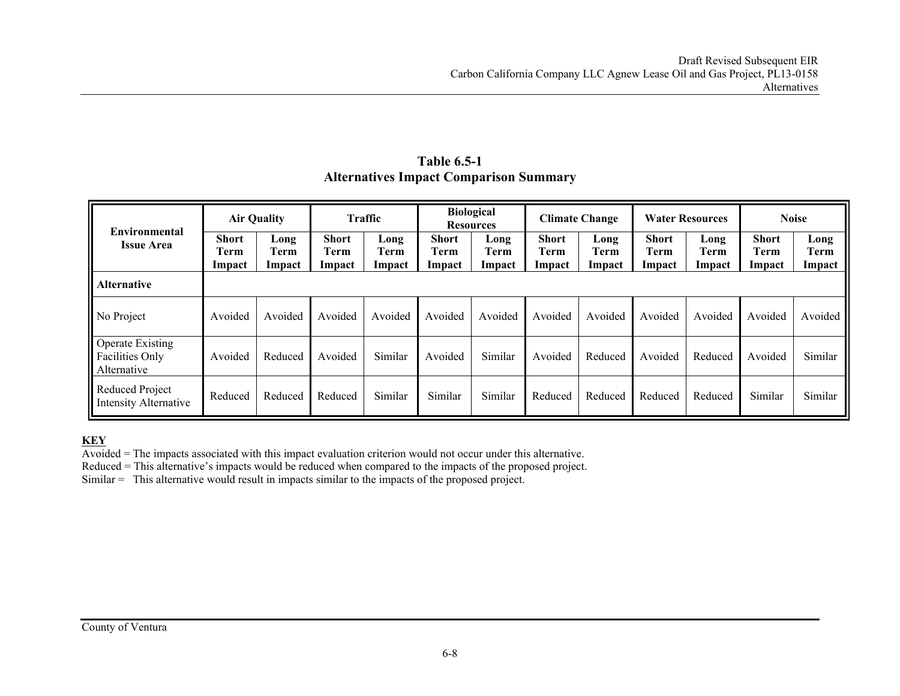**Table 6.5-1**
**Alternatives Impact Comparison Summary**

| Environmental Issue Area | Air Quality | | Traffic | | Biological Resources | | Climate Change | | Water Resources | | Noise | |
|---|---|---|---|---|---|---|---|---|---|---|---|---|
| | Short Term Impact | Long Term Impact | Short Term Impact | Long Term Impact | Short Term Impact | Long Term Impact | Short Term Impact | Long Term Impact | Short Term Impact | Long Term Impact | Short Term Impact | Long Term Impact |
| **Alternative** | | | | | | | | | | | | |
| No Project | Avoided | Avoided | Avoided | Avoided | Avoided | Avoided | Avoided | Avoided | Avoided | Avoided | Avoided | Avoided |
| Operate Existing Facilities Only Alternative | Avoided | Reduced | Avoided | Similar | Avoided | Similar | Avoided | Reduced | Avoided | Reduced | Avoided | Similar |
| Reduced Project Intensity Alternative | Reduced | Reduced | Reduced | Similar | Similar | Similar | Reduced | Reduced | Reduced | Reduced | Similar | Similar |

**KEY**

Avoided = The impacts associated with this impact evaluation criterion would not occur under this alternative.
Reduced = This alternative's impacts would be reduced when compared to the impacts of the proposed project.
Similar = This alternative would result in impacts similar to the impacts of the proposed project.